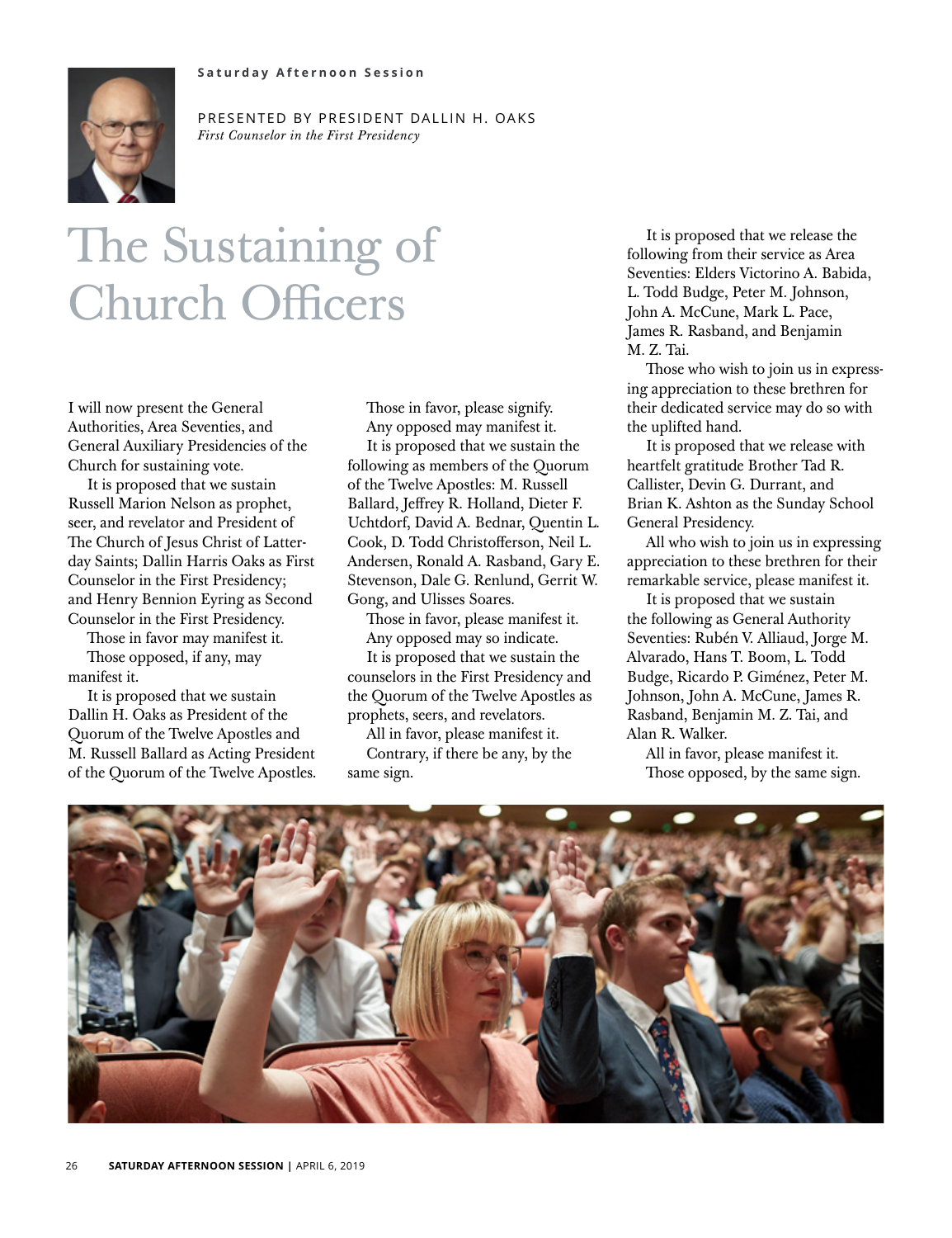Saturday Afternoon Session

PRESENTED BY PRESIDENT DALLIN H. OAKS
*First Counselor in the First Presidency*

# The Sustaining of Church Officers

I will now present the General Authorities, Area Seventies, and General Auxiliary Presidencies of the Church for sustaining vote.

It is proposed that we sustain Russell Marion Nelson as prophet, seer, and revelator and President of The Church of Jesus Christ of Latter-day Saints; Dallin Harris Oaks as First Counselor in the First Presidency; and Henry Bennion Eyring as Second Counselor in the First Presidency.

Those in favor may manifest it.

Those opposed, if any, may manifest it.

It is proposed that we sustain Dallin H. Oaks as President of the Quorum of the Twelve Apostles and M. Russell Ballard as Acting President of the Quorum of the Twelve Apostles.

Those in favor, please signify.

Any opposed may manifest it.

It is proposed that we sustain the following as members of the Quorum of the Twelve Apostles: M. Russell Ballard, Jeffrey R. Holland, Dieter F. Uchtdorf, David A. Bednar, Quentin L. Cook, D. Todd Christofferson, Neil L. Andersen, Ronald A. Rasband, Gary E. Stevenson, Dale G. Renlund, Gerrit W. Gong, and Ulisses Soares.

Those in favor, please manifest it.

Any opposed may so indicate.

It is proposed that we sustain the counselors in the First Presidency and the Quorum of the Twelve Apostles as prophets, seers, and revelators.

All in favor, please manifest it.

Contrary, if there be any, by the same sign.

It is proposed that we release the following from their service as Area Seventies: Elders Victorino A. Babida, L. Todd Budge, Peter M. Johnson, John A. McCune, Mark L. Pace, James R. Rasband, and Benjamin M. Z. Tai.

Those who wish to join us in expressing appreciation to these brethren for their dedicated service may do so with the uplifted hand.

It is proposed that we release with heartfelt gratitude Brother Tad R. Callister, Devin G. Durrant, and Brian K. Ashton as the Sunday School General Presidency.

All who wish to join us in expressing appreciation to these brethren for their remarkable service, please manifest it.

It is proposed that we sustain the following as General Authority Seventies: Rubén V. Alliaud, Jorge M. Alvarado, Hans T. Boom, L. Todd Budge, Ricardo P. Giménez, Peter M. Johnson, John A. McCune, James R. Rasband, Benjamin M. Z. Tai, and Alan R. Walker.

All in favor, please manifest it.

Those opposed, by the same sign.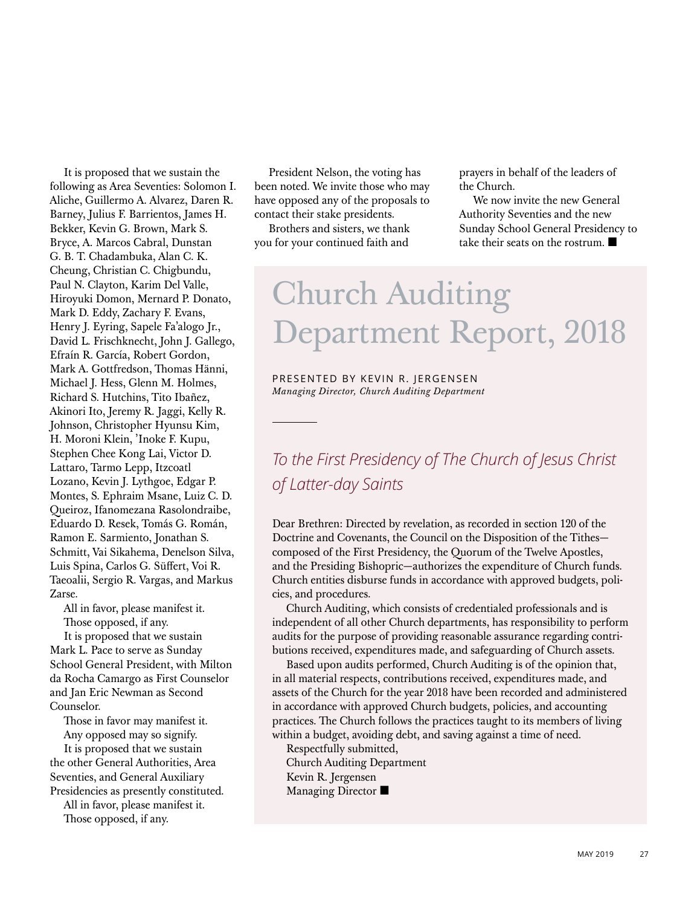It is proposed that we sustain the following as Area Seventies: Solomon I. Aliche, Guillermo A. Alvarez, Daren R. Barney, Julius F. Barrientos, James H. Bekker, Kevin G. Brown, Mark S. Bryce, A. Marcos Cabral, Dunstan G. B. T. Chadambuka, Alan C. K. Cheung, Christian C. Chigbundu, Paul N. Clayton, Karim Del Valle, Hiroyuki Domon, Mernard P. Donato, Mark D. Eddy, Zachary F. Evans, Henry J. Eyring, Sapele Fa'alogo Jr., David L. Frischknecht, John J. Gallego, Efraín R. García, Robert Gordon, Mark A. Gottfredson, Thomas Hänni, Michael J. Hess, Glenn M. Holmes, Richard S. Hutchins, Tito Ibañez, Akinori Ito, Jeremy R. Jaggi, Kelly R. Johnson, Christopher Hyunsu Kim, H. Moroni Klein, 'Inoke F. Kupu, Stephen Chee Kong Lai, Victor D. Lattaro, Tarmo Lepp, Itzcoatl Lozano, Kevin J. Lythgoe, Edgar P. Montes, S. Ephraim Msane, Luiz C. D. Queiroz, Ifanomezana Rasolondraibe, Eduardo D. Resek, Tomás G. Román, Ramon E. Sarmiento, Jonathan S. Schmitt, Vai Sikahema, Denelson Silva, Luis Spina, Carlos G. Süffert, Voi R. Taeoalii, Sergio R. Vargas, and Markus Zarse.

All in favor, please manifest it.

Those opposed, if any.

It is proposed that we sustain Mark L. Pace to serve as Sunday School General President, with Milton da Rocha Camargo as First Counselor and Jan Eric Newman as Second Counselor.

Those in favor may manifest it.

Any opposed may so signify.

It is proposed that we sustain the other General Authorities, Area Seventies, and General Auxiliary Presidencies as presently constituted.

All in favor, please manifest it.

Those opposed, if any.

President Nelson, the voting has been noted. We invite those who may have opposed any of the proposals to contact their stake presidents.

Brothers and sisters, we thank you for your continued faith and prayers in behalf of the leaders of the Church.

We now invite the new General Authority Seventies and the new Sunday School General Presidency to take their seats on the rostrum. ■

# Church Auditing Department Report, 2018

PRESENTED BY KEVIN R. JERGENSEN

*Managing Director, Church Auditing Department*

---

## *To the First Presidency of The Church of Jesus Christ of Latter-day Saints*

Dear Brethren: Directed by revelation, as recorded in section 120 of the Doctrine and Covenants, the Council on the Disposition of the Tithes—composed of the First Presidency, the Quorum of the Twelve Apostles, and the Presiding Bishopric—authorizes the expenditure of Church funds. Church entities disburse funds in accordance with approved budgets, policies, and procedures.

Church Auditing, which consists of credentialed professionals and is independent of all other Church departments, has responsibility to perform audits for the purpose of providing reasonable assurance regarding contributions received, expenditures made, and safeguarding of Church assets.

Based upon audits performed, Church Auditing is of the opinion that, in all material respects, contributions received, expenditures made, and assets of the Church for the year 2018 have been recorded and administered in accordance with approved Church budgets, policies, and accounting practices. The Church follows the practices taught to its members of living within a budget, avoiding debt, and saving against a time of need.

Respectfully submitted,  
Church Auditing Department  
Kevin R. Jergensen  
Managing Director ■